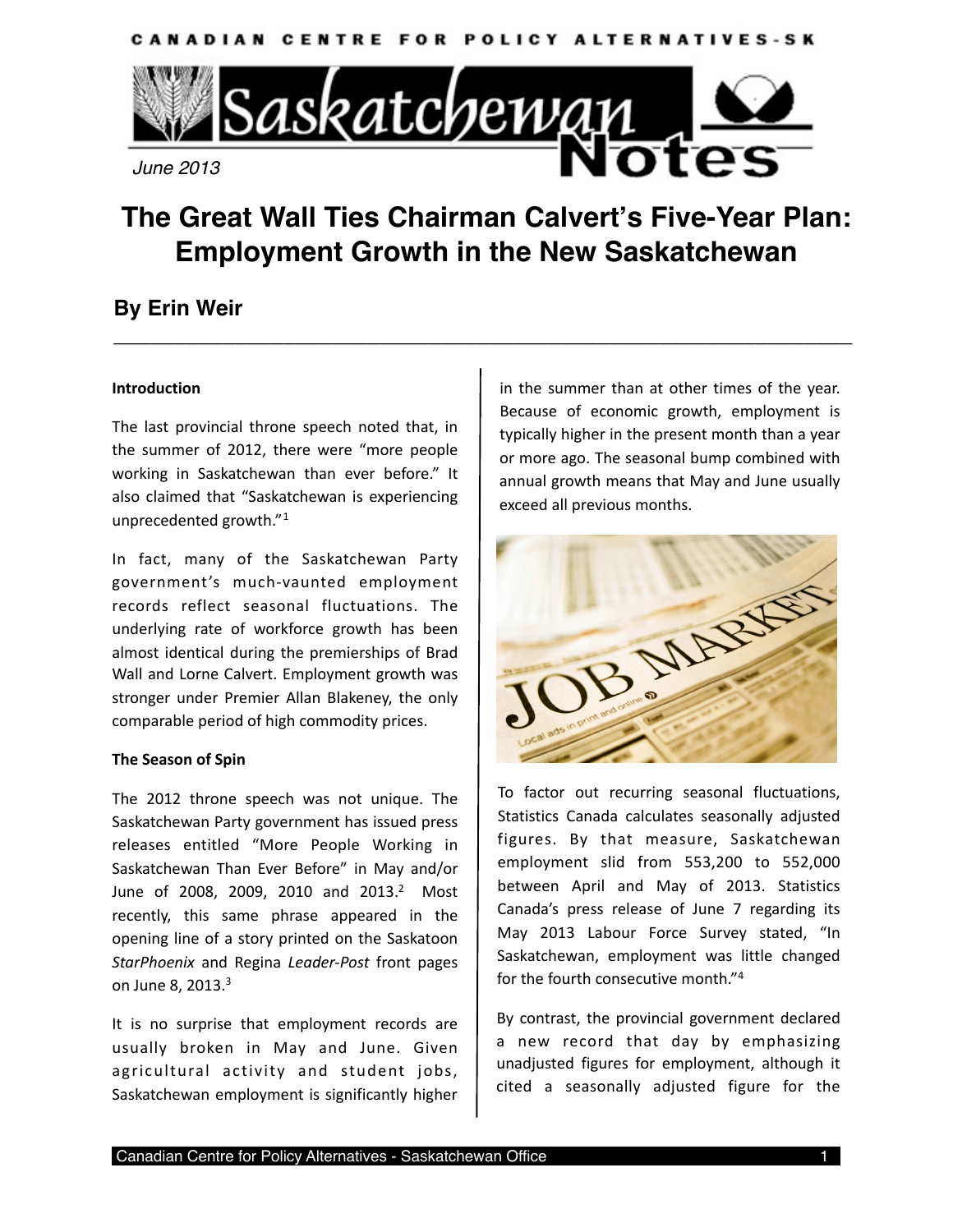CANADIAN CENTRE FOR POLICY ALTERNATIVES-SK

Saskatchewan Notes

June 2013

# The Great Wall Ties Chairman Calvert's Five-Year Plan: Employment Growth in the New Saskatchewan

## By Erin Weir

### Introduction

The last provincial throne speech noted that, in the summer of 2012, there were "more people working in Saskatchewan than ever before." It also claimed that "Saskatchewan is experiencing unprecedented growth."[1]

In fact, many of the Saskatchewan Party government's much-vaunted employment records reflect seasonal fluctuations. The underlying rate of workforce growth has been almost identical during the premierships of Brad Wall and Lorne Calvert. Employment growth was stronger under Premier Allan Blakeney, the only comparable period of high commodity prices.

### The Season of Spin

The 2012 throne speech was not unique. The Saskatchewan Party government has issued press releases entitled "More People Working in Saskatchewan Than Ever Before" in May and/or June of 2008, 2009, 2010 and 2013.[2] Most recently, this same phrase appeared in the opening line of a story printed on the Saskatoon *StarPhoenix* and Regina *Leader-Post* front pages on June 8, 2013.[3]

It is no surprise that employment records are usually broken in May and June. Given agricultural activity and student jobs, Saskatchewan employment is significantly higher in the summer than at other times of the year. Because of economic growth, employment is typically higher in the present month than a year or more ago. The seasonal bump combined with annual growth means that May and June usually exceed all previous months.

To factor out recurring seasonal fluctuations, Statistics Canada calculates seasonally adjusted figures. By that measure, Saskatchewan employment slid from 553,200 to 552,000 between April and May of 2013. Statistics Canada's press release of June 7 regarding its May 2013 Labour Force Survey stated, "In Saskatchewan, employment was little changed for the fourth consecutive month."[4]

By contrast, the provincial government declared a new record that day by emphasizing unadjusted figures for employment, although it cited a seasonally adjusted figure for the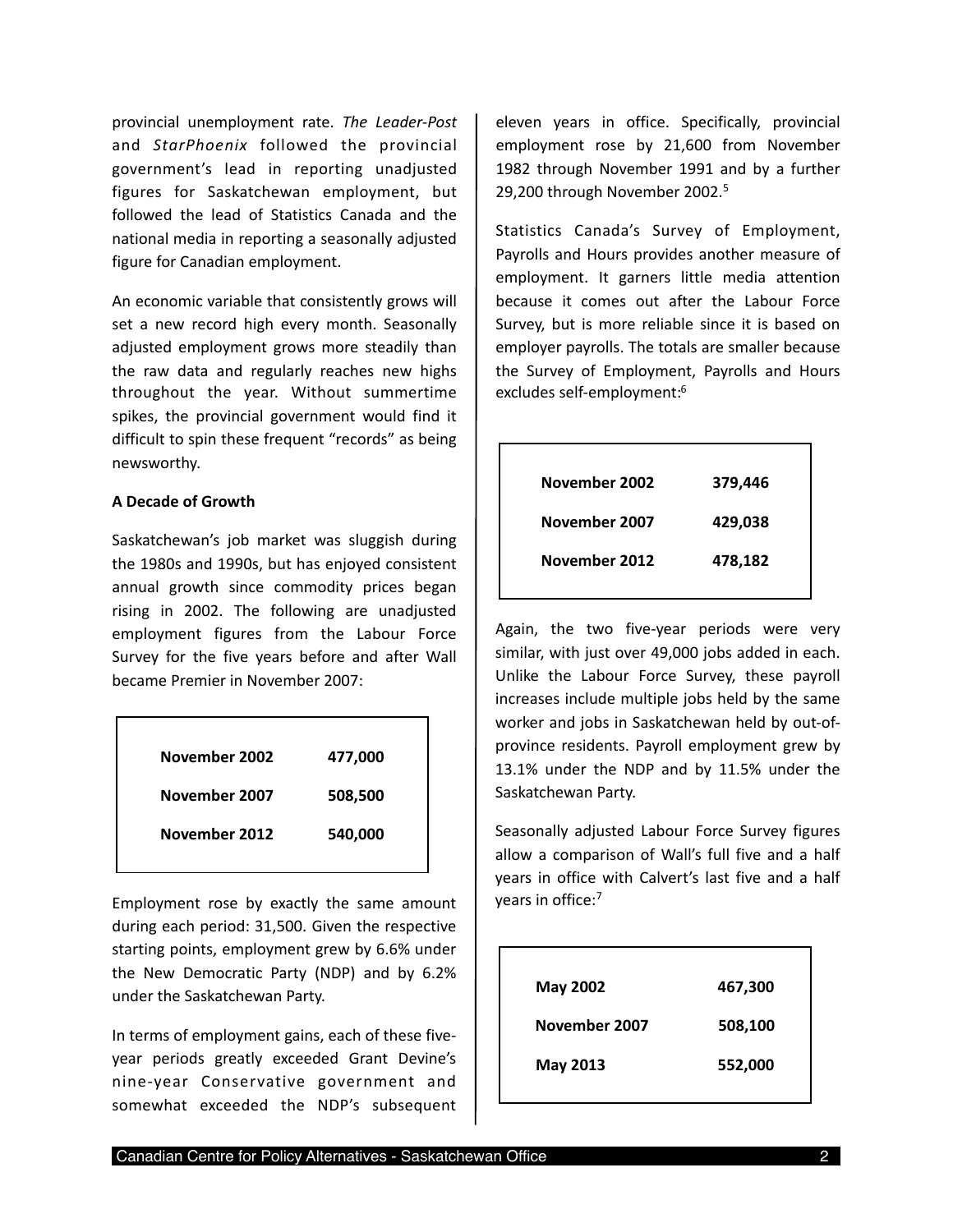provincial unemployment rate. *The Leader-Post* and *StarPhoenix* followed the provincial government's lead in reporting unadjusted figures for Saskatchewan employment, but followed the lead of Statistics Canada and the national media in reporting a seasonally adjusted figure for Canadian employment.

An economic variable that consistently grows will set a new record high every month. Seasonally adjusted employment grows more steadily than the raw data and regularly reaches new highs throughout the year. Without summertime spikes, the provincial government would find it difficult to spin these frequent "records" as being newsworthy.

**A Decade of Growth**

Saskatchewan's job market was sluggish during the 1980s and 1990s, but has enjoyed consistent annual growth since commodity prices began rising in 2002. The following are unadjusted employment figures from the Labour Force Survey for the five years before and after Wall became Premier in November 2007:

| | |
|---|---|
| **November 2002** | **477,000** |
| **November 2007** | **508,500** |
| **November 2012** | **540,000** |

Employment rose by exactly the same amount during each period: 31,500. Given the respective starting points, employment grew by 6.6% under the New Democratic Party (NDP) and by 6.2% under the Saskatchewan Party.

In terms of employment gains, each of these five-year periods greatly exceeded Grant Devine's nine-year Conservative government and somewhat exceeded the NDP's subsequent eleven years in office. Specifically, provincial employment rose by 21,600 from November 1982 through November 1991 and by a further 29,200 through November 2002.[5]

Statistics Canada's Survey of Employment, Payrolls and Hours provides another measure of employment. It garners little media attention because it comes out after the Labour Force Survey, but is more reliable since it is based on employer payrolls. The totals are smaller because the Survey of Employment, Payrolls and Hours excludes self-employment:[6]

| | |
|---|---|
| **November 2002** | **379,446** |
| **November 2007** | **429,038** |
| **November 2012** | **478,182** |

Again, the two five-year periods were very similar, with just over 49,000 jobs added in each. Unlike the Labour Force Survey, these payroll increases include multiple jobs held by the same worker and jobs in Saskatchewan held by out-of-province residents. Payroll employment grew by 13.1% under the NDP and by 11.5% under the Saskatchewan Party.

Seasonally adjusted Labour Force Survey figures allow a comparison of Wall's full five and a half years in office with Calvert's last five and a half years in office:[7]

| | |
|---|---|
| **May 2002** | **467,300** |
| **November 2007** | **508,100** |
| **May 2013** | **552,000** |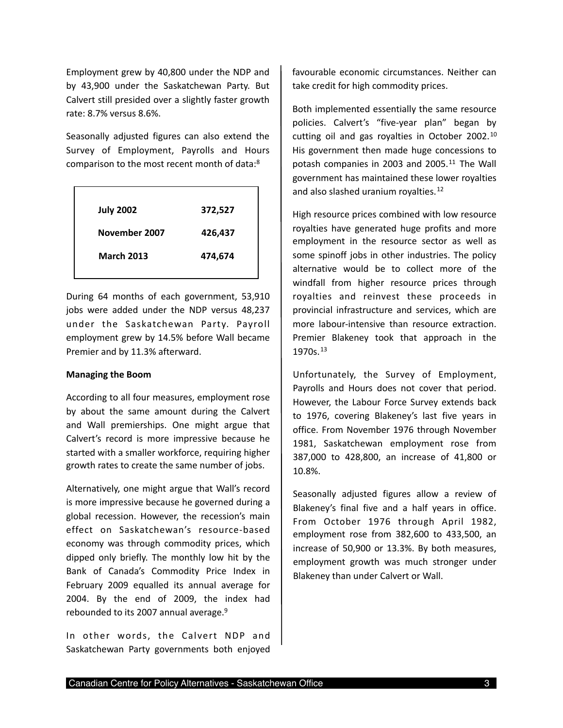Employment grew by 40,800 under the NDP and by 43,900 under the Saskatchewan Party. But Calvert still presided over a slightly faster growth rate: 8.7% versus 8.6%.

Seasonally adjusted figures can also extend the Survey of Employment, Payrolls and Hours comparison to the most recent month of data:[8]

| | |
|---|---|
| **July 2002** | **372,527** |
| **November 2007** | **426,437** |
| **March 2013** | **474,674** |

During 64 months of each government, 53,910 jobs were added under the NDP versus 48,237 under the Saskatchewan Party. Payroll employment grew by 14.5% before Wall became Premier and by 11.3% afterward.

**Managing the Boom**

According to all four measures, employment rose by about the same amount during the Calvert and Wall premierships. One might argue that Calvert's record is more impressive because he started with a smaller workforce, requiring higher growth rates to create the same number of jobs.

Alternatively, one might argue that Wall's record is more impressive because he governed during a global recession. However, the recession's main effect on Saskatchewan's resource-based economy was through commodity prices, which dipped only briefly. The monthly low hit by the Bank of Canada's Commodity Price Index in February 2009 equalled its annual average for 2004. By the end of 2009, the index had rebounded to its 2007 annual average.[9]

In other words, the Calvert NDP and Saskatchewan Party governments both enjoyed favourable economic circumstances. Neither can take credit for high commodity prices.

Both implemented essentially the same resource policies. Calvert's "five-year plan" began by cutting oil and gas royalties in October 2002.[10] His government then made huge concessions to potash companies in 2003 and 2005.[11] The Wall government has maintained these lower royalties and also slashed uranium royalties.[12]

High resource prices combined with low resource royalties have generated huge profits and more employment in the resource sector as well as some spinoff jobs in other industries. The policy alternative would be to collect more of the windfall from higher resource prices through royalties and reinvest these proceeds in provincial infrastructure and services, which are more labour-intensive than resource extraction. Premier Blakeney took that approach in the 1970s.[13]

Unfortunately, the Survey of Employment, Payrolls and Hours does not cover that period. However, the Labour Force Survey extends back to 1976, covering Blakeney's last five years in office. From November 1976 through November 1981, Saskatchewan employment rose from 387,000 to 428,800, an increase of 41,800 or 10.8%.

Seasonally adjusted figures allow a review of Blakeney's final five and a half years in office. From October 1976 through April 1982, employment rose from 382,600 to 433,500, an increase of 50,900 or 13.3%. By both measures, employment growth was much stronger under Blakeney than under Calvert or Wall.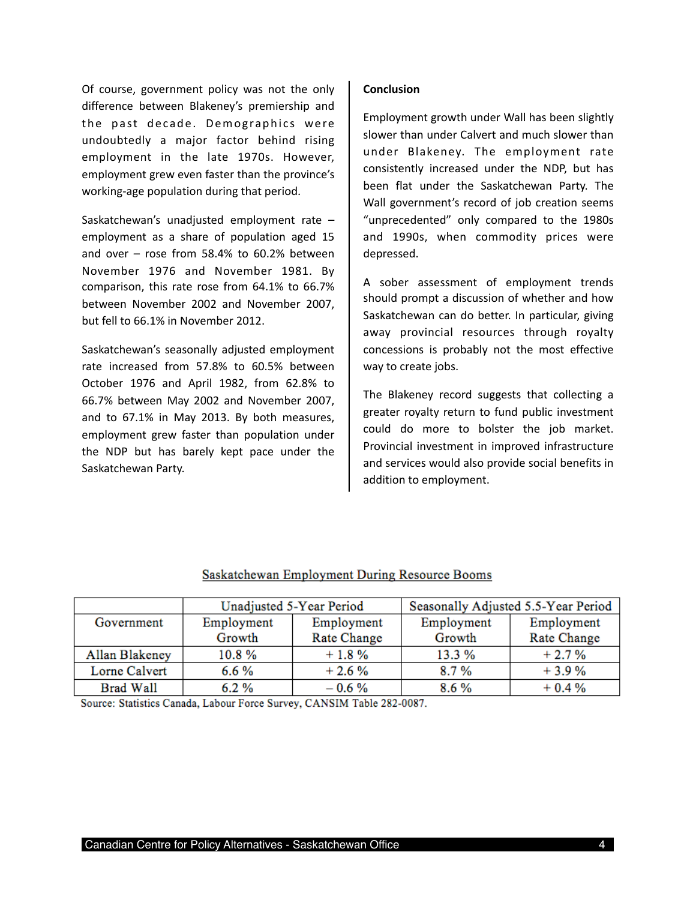Of course, government policy was not the only difference between Blakeney's premiership and the past decade. Demographics were undoubtedly a major factor behind rising employment in the late 1970s. However, employment grew even faster than the province's working-age population during that period.

Saskatchewan's unadjusted employment rate – employment as a share of population aged 15 and over – rose from 58.4% to 60.2% between November 1976 and November 1981. By comparison, this rate rose from 64.1% to 66.7% between November 2002 and November 2007, but fell to 66.1% in November 2012.

Saskatchewan's seasonally adjusted employment rate increased from 57.8% to 60.5% between October 1976 and April 1982, from 62.8% to 66.7% between May 2002 and November 2007, and to 67.1% in May 2013. By both measures, employment grew faster than population under the NDP but has barely kept pace under the Saskatchewan Party.

**Conclusion**

Employment growth under Wall has been slightly slower than under Calvert and much slower than under Blakeney. The employment rate consistently increased under the NDP, but has been flat under the Saskatchewan Party. The Wall government's record of job creation seems "unprecedented" only compared to the 1980s and 1990s, when commodity prices were depressed.

A sober assessment of employment trends should prompt a discussion of whether and how Saskatchewan can do better. In particular, giving away provincial resources through royalty concessions is probably not the most effective way to create jobs.

The Blakeney record suggests that collecting a greater royalty return to fund public investment could do more to bolster the job market. Provincial investment in improved infrastructure and services would also provide social benefits in addition to employment.

Saskatchewan Employment During Resource Booms

| Government | Unadjusted 5-Year Period | | Seasonally Adjusted 5.5-Year Period | |
|---|---|---|---|---|
| | Employment Growth | Employment Rate Change | Employment Growth | Employment Rate Change |
| Allan Blakeney | 10.8 % | + 1.8 % | 13.3 % | + 2.7 % |
| Lorne Calvert | 6.6 % | + 2.6 % | 8.7 % | + 3.9 % |
| Brad Wall | 6.2 % | – 0.6 % | 8.6 % | + 0.4 % |

Source: Statistics Canada, Labour Force Survey, CANSIM Table 282-0087.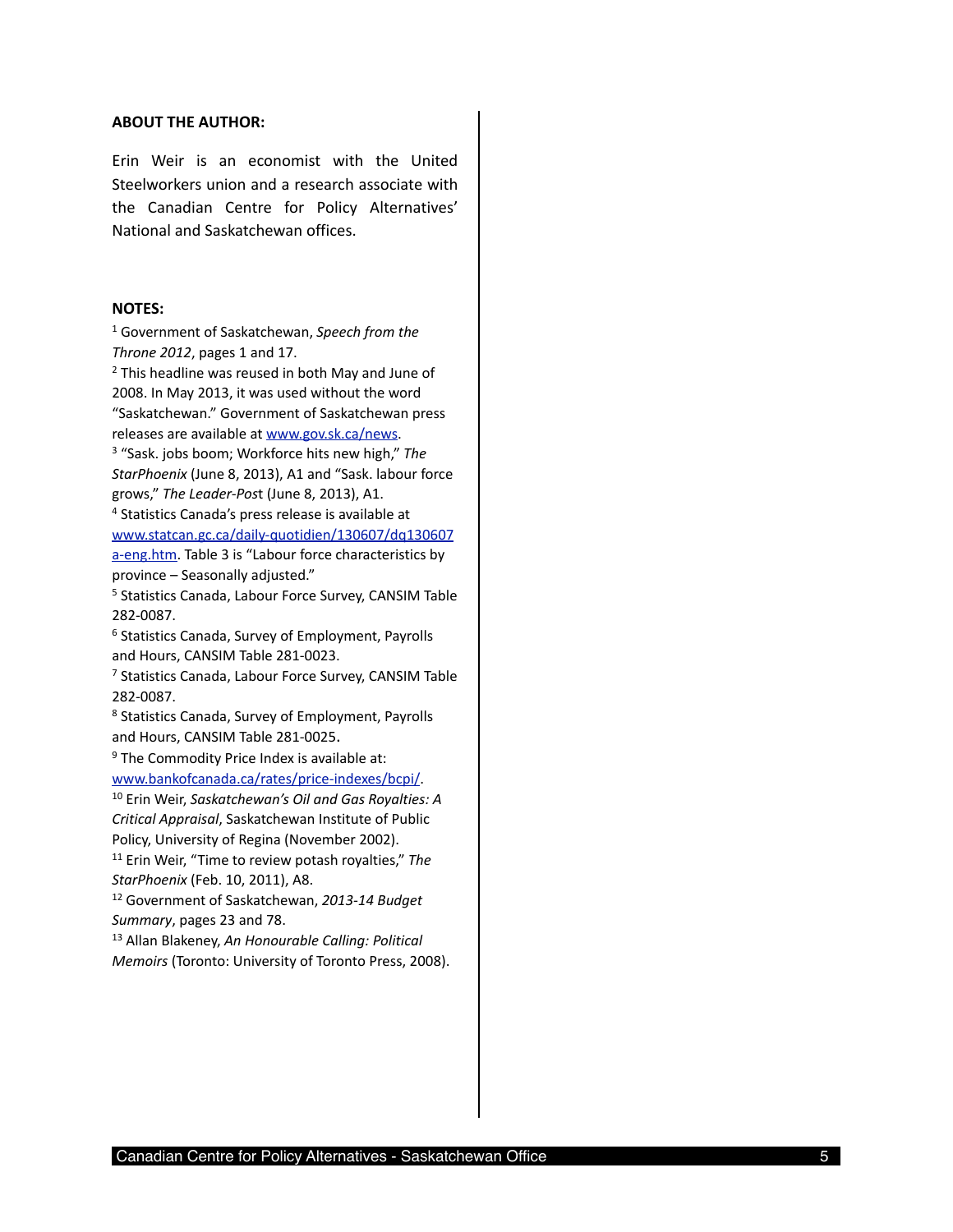**ABOUT THE AUTHOR:**

Erin Weir is an economist with the United Steelworkers union and a research associate with the Canadian Centre for Policy Alternatives' National and Saskatchewan offices.

**NOTES:**

[1] Government of Saskatchewan, *Speech from the Throne 2012*, pages 1 and 17.

[2] This headline was reused in both May and June of 2008. In May 2013, it was used without the word "Saskatchewan." Government of Saskatchewan press releases are available at www.gov.sk.ca/news.

[3] "Sask. jobs boom; Workforce hits new high," *The StarPhoenix* (June 8, 2013), A1 and "Sask. labour force grows," *The Leader-Post* (June 8, 2013), A1.

[4] Statistics Canada's press release is available at www.statcan.gc.ca/daily-quotidien/130607/dq130607a-eng.htm. Table 3 is "Labour force characteristics by province – Seasonally adjusted."

[5] Statistics Canada, Labour Force Survey, CANSIM Table 282-0087.

[6] Statistics Canada, Survey of Employment, Payrolls and Hours, CANSIM Table 281-0023.

[7] Statistics Canada, Labour Force Survey, CANSIM Table 282-0087.

[8] Statistics Canada, Survey of Employment, Payrolls and Hours, CANSIM Table 281-0025.

[9] The Commodity Price Index is available at: www.bankofcanada.ca/rates/price-indexes/bcpi/.

[10] Erin Weir, *Saskatchewan's Oil and Gas Royalties: A Critical Appraisal*, Saskatchewan Institute of Public Policy, University of Regina (November 2002).

[11] Erin Weir, "Time to review potash royalties," *The StarPhoenix* (Feb. 10, 2011), A8.

[12] Government of Saskatchewan, *2013-14 Budget Summary*, pages 23 and 78.

[13] Allan Blakeney, *An Honourable Calling: Political Memoirs* (Toronto: University of Toronto Press, 2008).